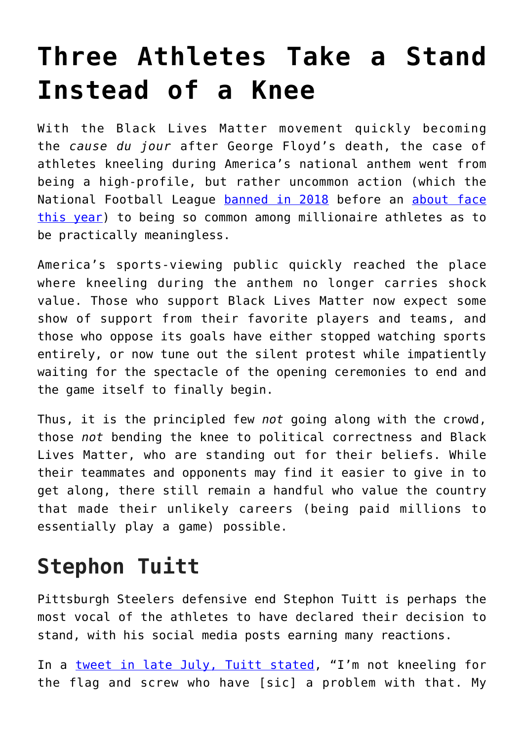# Three Athletes Take a Stand Instead of a Knee

With the Black Lives Matter movement quickly becoming the *cause du jour* after George Floyd's death, the case of athletes kneeling during America's national anthem went from being a high-profile, but rather uncommon action (which the National Football League [banned in 2018]() before an [about face this year]()) to being so common among millionaire athletes as to be practically meaningless.

America's sports-viewing public quickly reached the place where kneeling during the anthem no longer carries shock value. Those who support Black Lives Matter now expect some show of support from their favorite players and teams, and those who oppose its goals have either stopped watching sports entirely, or now tune out the silent protest while impatiently waiting for the spectacle of the opening ceremonies to end and the game itself to finally begin.

Thus, it is the principled few *not* going along with the crowd, those *not* bending the knee to political correctness and Black Lives Matter, who are standing out for their beliefs. While their teammates and opponents may find it easier to give in to get along, there still remain a handful who value the country that made their unlikely careers (being paid millions to essentially play a game) possible.

## Stephon Tuitt

Pittsburgh Steelers defensive end Stephon Tuitt is perhaps the most vocal of the athletes to have declared their decision to stand, with his social media posts earning many reactions.

In a [tweet in late July, Tuitt stated](), "I'm not kneeling for the flag and screw who have [sic] a problem with that. My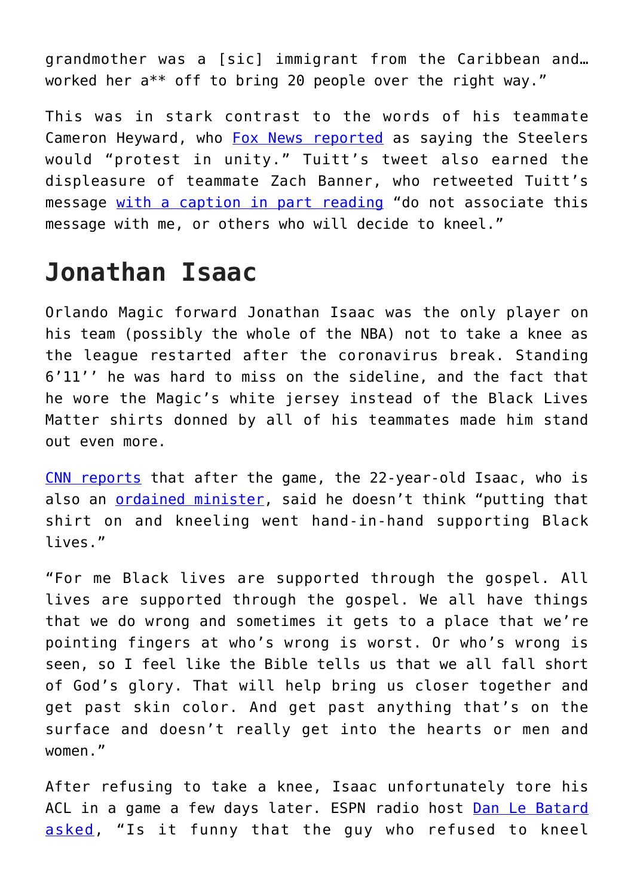grandmother was a [sic] immigrant from the Caribbean and… worked her a** off to bring 20 people over the right way."

This was in stark contrast to the words of his teammate Cameron Heyward, who [Fox News reported](#) as saying the Steelers would "protest in unity." Tuitt's tweet also earned the displeasure of teammate Zach Banner, who retweeted Tuitt's message [with a caption in part reading](#) "do not associate this message with me, or others who will decide to kneel."

## Jonathan Isaac

Orlando Magic forward Jonathan Isaac was the only player on his team (possibly the whole of the NBA) not to take a knee as the league restarted after the coronavirus break. Standing 6'11'' he was hard to miss on the sideline, and the fact that he wore the Magic's white jersey instead of the Black Lives Matter shirts donned by all of his teammates made him stand out even more.

[CNN reports](#) that after the game, the 22-year-old Isaac, who is also an [ordained minister](#), said he doesn't think "putting that shirt on and kneeling went hand-in-hand supporting Black lives."

"For me Black lives are supported through the gospel. All lives are supported through the gospel. We all have things that we do wrong and sometimes it gets to a place that we're pointing fingers at who's wrong is worst. Or who's wrong is seen, so I feel like the Bible tells us that we all fall short of God's glory. That will help bring us closer together and get past skin color. And get past anything that's on the surface and doesn't really get into the hearts or men and women."

After refusing to take a knee, Isaac unfortunately tore his ACL in a game a few days later. ESPN radio host [Dan Le Batard asked](#), "Is it funny that the guy who refused to kneel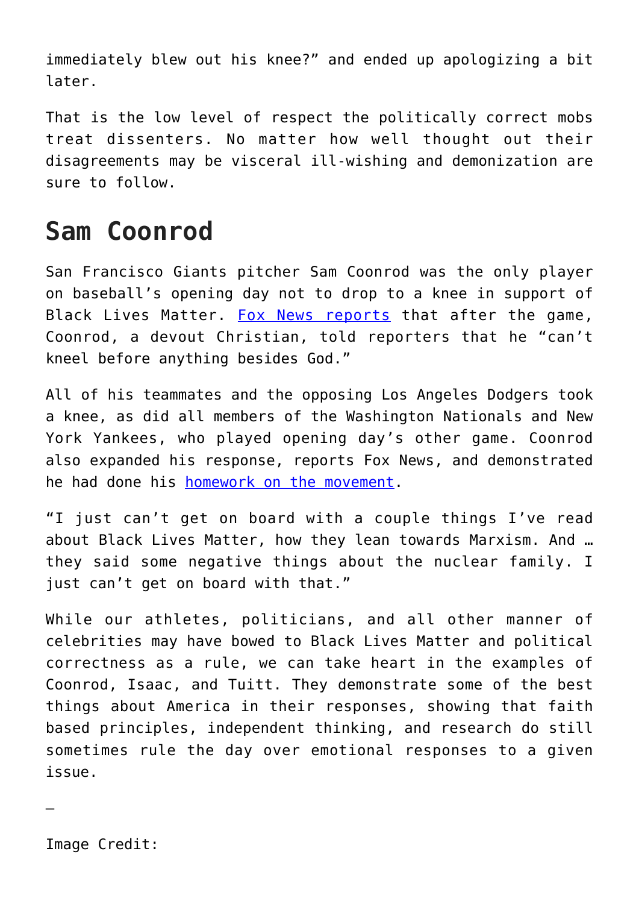immediately blew out his knee?" and ended up apologizing a bit later.

That is the low level of respect the politically correct mobs treat dissenters. No matter how well thought out their disagreements may be visceral ill-wishing and demonization are sure to follow.

## Sam Coonrod

San Francisco Giants pitcher Sam Coonrod was the only player on baseball's opening day not to drop to a knee in support of Black Lives Matter. Fox News reports that after the game, Coonrod, a devout Christian, told reporters that he "can't kneel before anything besides God."

All of his teammates and the opposing Los Angeles Dodgers took a knee, as did all members of the Washington Nationals and New York Yankees, who played opening day's other game. Coonrod also expanded his response, reports Fox News, and demonstrated he had done his homework on the movement.

"I just can't get on board with a couple things I've read about Black Lives Matter, how they lean towards Marxism. And … they said some negative things about the nuclear family. I just can't get on board with that."

While our athletes, politicians, and all other manner of celebrities may have bowed to Black Lives Matter and political correctness as a rule, we can take heart in the examples of Coonrod, Isaac, and Tuitt. They demonstrate some of the best things about America in their responses, showing that faith based principles, independent thinking, and research do still sometimes rule the day over emotional responses to a given issue.

—

Image Credit: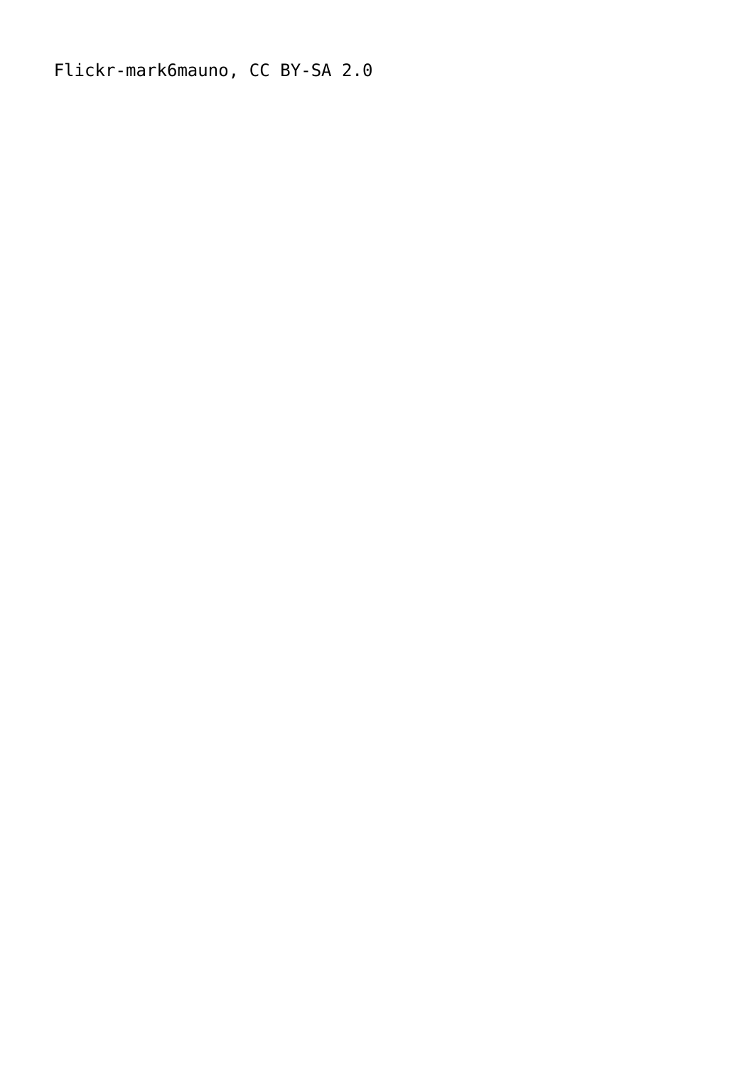Flickr-mark6mauno, CC BY-SA 2.0